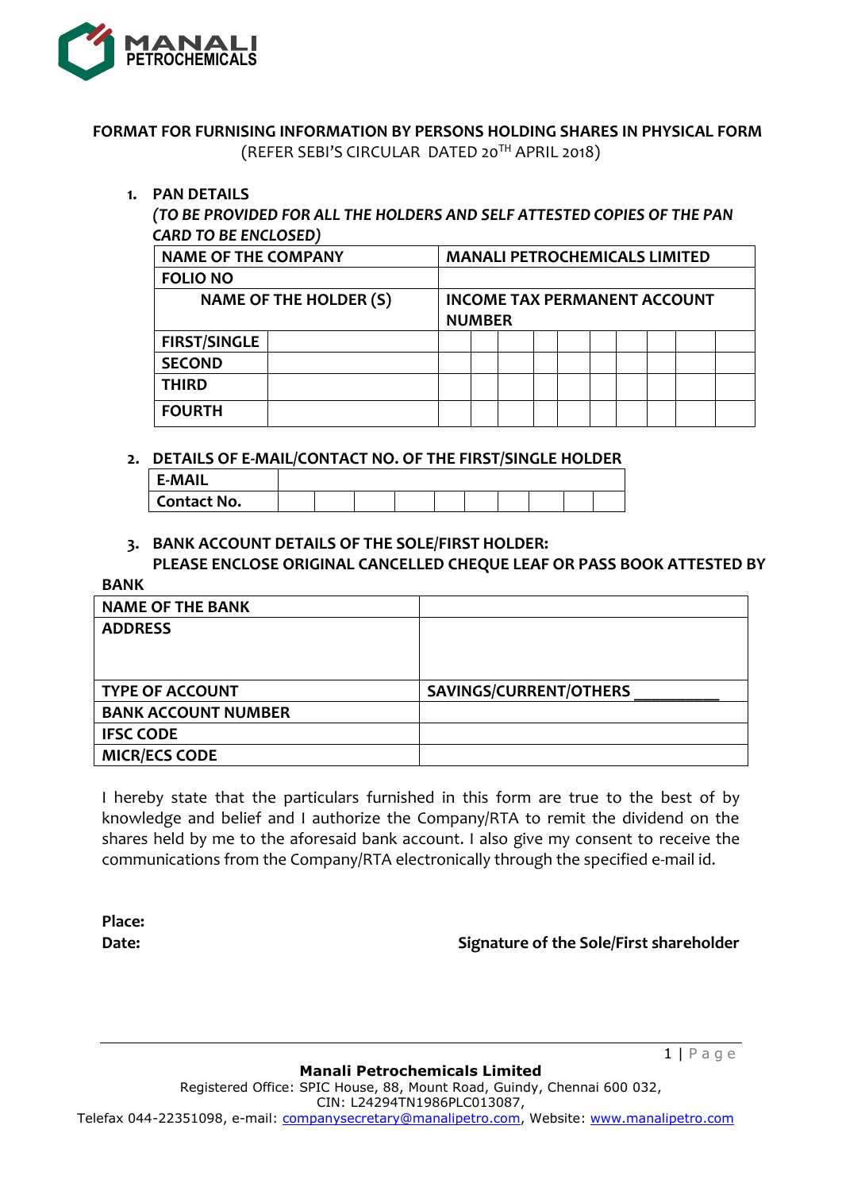# FORMAT FOR FURNISING INFORMATION BY PERSONS HOLDING SHARES IN PHYSICAL FORM

(REFER SEBI'S CIRCULAR DATED 20TH APRIL 2018)

1. **PAN DETAILS**

   ***(TO BE PROVIDED FOR ALL THE HOLDERS AND SELF ATTESTED COPIES OF THE PAN CARD TO BE ENCLOSED)***

| **NAME OF THE COMPANY** | | **MANALI PETROCHEMICALS LIMITED** | | | | | | | | | |
|---|---|---|---|---|---|---|---|---|---|---|---|
| **FOLIO NO** | | | | | | | | | | | |
| **NAME OF THE HOLDER (S)** | | **INCOME TAX PERMANENT ACCOUNT NUMBER** | | | | | | | | | |
| **FIRST/SINGLE** | | | | | | | | | | | |
| **SECOND** | | | | | | | | | | | |
| **THIRD** | | | | | | | | | | | |
| **FOURTH** | | | | | | | | | | | |

2. **DETAILS OF E-MAIL/CONTACT NO. OF THE FIRST/SINGLE HOLDER**

| **E-MAIL** | | | | | | | | | | |
|---|---|---|---|---|---|---|---|---|---|---|
| **Contact No.** | | | | | | | | | | |

3. **BANK ACCOUNT DETAILS OF THE SOLE/FIRST HOLDER:**

   **PLEASE ENCLOSE ORIGINAL CANCELLED CHEQUE LEAF OR PASS BOOK ATTESTED BY BANK**

| **NAME OF THE BANK** | |
|---|---|
| **ADDRESS** | |
| **TYPE OF ACCOUNT** | **SAVINGS/CURRENT/OTHERS __________** |
| **BANK ACCOUNT NUMBER** | |
| **IFSC CODE** | |
| **MICR/ECS CODE** | |

I hereby state that the particulars furnished in this form are true to the best of by knowledge and belief and I authorize the Company/RTA to remit the dividend on the shares held by me to the aforesaid bank account. I also give my consent to receive the communications from the Company/RTA electronically through the specified e-mail id.

**Place:**

**Date:** **Signature of the Sole/First shareholder**

**Manali Petrochemicals Limited**

Registered Office: SPIC House, 88, Mount Road, Guindy, Chennai 600 032,

CIN: L24294TN1986PLC013087,

Telefax 044-22351098, e-mail: companysecretary@manalipetro.com, Website: www.manalipetro.com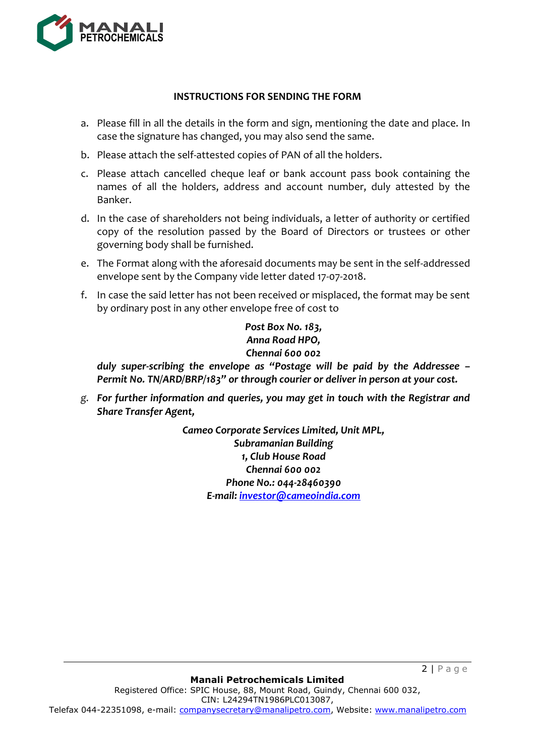## INSTRUCTIONS FOR SENDING THE FORM

a. Please fill in all the details in the form and sign, mentioning the date and place. In case the signature has changed, you may also send the same.

b. Please attach the self-attested copies of PAN of all the holders.

c. Please attach cancelled cheque leaf or bank account pass book containing the names of all the holders, address and account number, duly attested by the Banker.

d. In the case of shareholders not being individuals, a letter of authority or certified copy of the resolution passed by the Board of Directors or trustees or other governing body shall be furnished.

e. The Format along with the aforesaid documents may be sent in the self-addressed envelope sent by the Company vide letter dated 17-07-2018.

f. In case the said letter has not been received or misplaced, the format may be sent by ordinary post in any other envelope free of cost to

   ***Post Box No. 183,***
   ***Anna Road HPO,***
   ***Chennai 600 002***

   ***duly super-scribing the envelope as "Postage will be paid by the Addressee – Permit No. TN/ARD/BRP/183" or through courier or deliver in person at your cost.***

g. ***For further information and queries, you may get in touch with the Registrar and Share Transfer Agent,***

   ***Cameo Corporate Services Limited, Unit MPL,***
   ***Subramanian Building***
   ***1, Club House Road***
   ***Chennai 600 002***
   ***Phone No.: 044-28460390***
   ***E-mail: investor@cameoindia.com***

**Manali Petrochemicals Limited**
Registered Office: SPIC House, 88, Mount Road, Guindy, Chennai 600 032,
CIN: L24294TN1986PLC013087,
Telefax 044-22351098, e-mail: companysecretary@manalipetro.com, Website: www.manalipetro.com